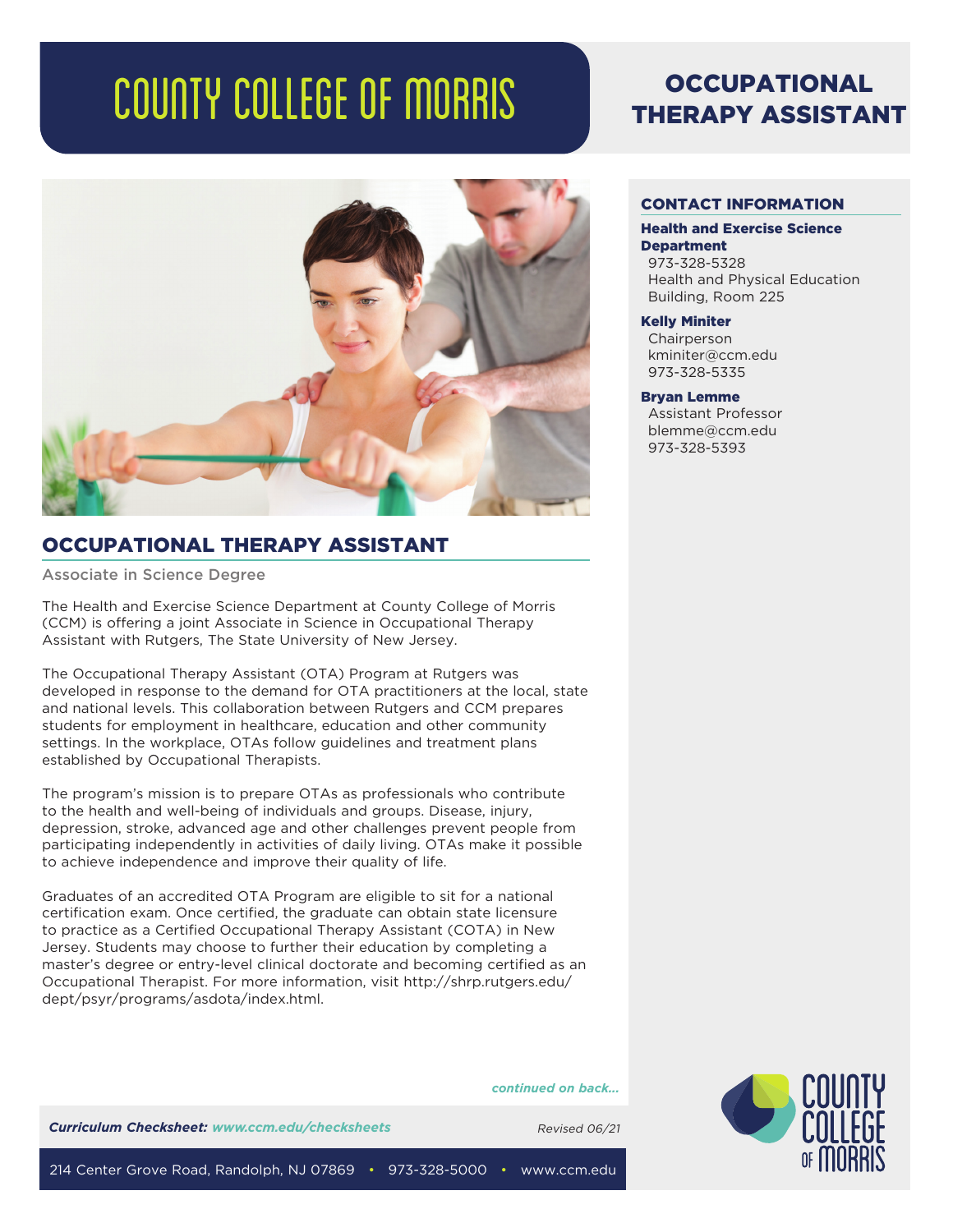# COUNTY COLLEGE OF MORRIS

# OCCUPATIONAL THERAPY ASSISTANT

## OCCUPATIONAL THERAPY ASSISTANT

Associate in Science Degree

The Health and Exercise Science Department at County College of Morris (CCM) is offering a joint Associate in Science in Occupational Therapy Assistant with Rutgers, The State University of New Jersey.

The Occupational Therapy Assistant (OTA) Program at Rutgers was developed in response to the demand for OTA practitioners at the local, state and national levels. This collaboration between Rutgers and CCM prepares students for employment in healthcare, education and other community settings. In the workplace, OTAs follow guidelines and treatment plans established by Occupational Therapists.

The program's mission is to prepare OTAs as professionals who contribute to the health and well-being of individuals and groups. Disease, injury, depression, stroke, advanced age and other challenges prevent people from participating independently in activities of daily living. OTAs make it possible to achieve independence and improve their quality of life.

Graduates of an accredited OTA Program are eligible to sit for a national certification exam. Once certified, the graduate can obtain state licensure to practice as a Certified Occupational Therapy Assistant (COTA) in New Jersey. Students may choose to further their education by completing a master's degree or entry-level clinical doctorate and becoming certified as an Occupational Therapist. For more information, visit http://shrp.rutgers.edu/dept/psyr/programs/asdota/index.html.

*continued on back...*

## CONTACT INFORMATION

**Health and Exercise Science Department**
973-328-5328
Health and Physical Education Building, Room 225

**Kelly Miniter**
Chairperson
kminiter@ccm.edu
973-328-5335

**Bryan Lemme**
Assistant Professor
blemme@ccm.edu
973-328-5393

***Curriculum Checksheet:* *www.ccm.edu/checksheets***

*Revised 06/21*

214 Center Grove Road, Randolph, NJ 07869 • 973-328-5000 • www.ccm.edu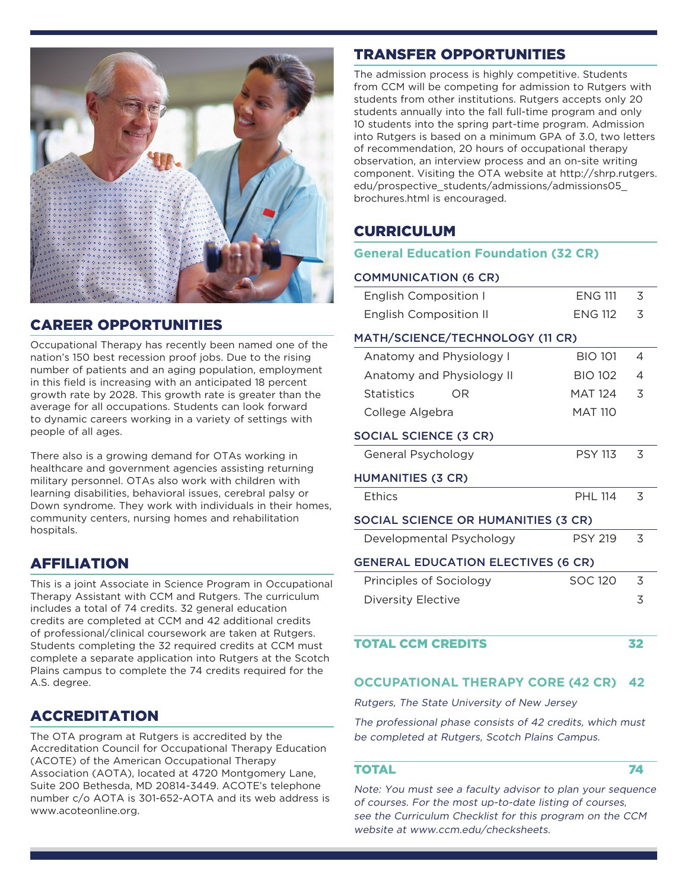## CAREER OPPORTUNITIES

Occupational Therapy has recently been named one of the nation's 150 best recession proof jobs. Due to the rising number of patients and an aging population, employment in this field is increasing with an anticipated 18 percent growth rate by 2028. This growth rate is greater than the average for all occupations. Students can look forward to dynamic careers working in a variety of settings with people of all ages.

There also is a growing demand for OTAs working in healthcare and government agencies assisting returning military personnel. OTAs also work with children with learning disabilities, behavioral issues, cerebral palsy or Down syndrome. They work with individuals in their homes, community centers, nursing homes and rehabilitation hospitals.

## AFFILIATION

This is a joint Associate in Science Program in Occupational Therapy Assistant with CCM and Rutgers. The curriculum includes a total of 74 credits. 32 general education credits are completed at CCM and 42 additional credits of professional/clinical coursework are taken at Rutgers. Students completing the 32 required credits at CCM must complete a separate application into Rutgers at the Scotch Plains campus to complete the 74 credits required for the A.S. degree.

## ACCREDITATION

The OTA program at Rutgers is accredited by the Accreditation Council for Occupational Therapy Education (ACOTE) of the American Occupational Therapy Association (AOTA), located at 4720 Montgomery Lane, Suite 200 Bethesda, MD 20814-3449. ACOTE's telephone number c/o AOTA is 301-652-AOTA and its web address is www.acoteonline.org.

## TRANSFER OPPORTUNITIES

The admission process is highly competitive. Students from CCM will be competing for admission to Rutgers with students from other institutions. Rutgers accepts only 20 students annually into the fall full-time program and only 10 students into the spring part-time program. Admission into Rutgers is based on a minimum GPA of 3.0, two letters of recommendation, 20 hours of occupational therapy observation, an interview process and an on-site writing component. Visiting the OTA website at http://shrp.rutgers.edu/prospective_students/admissions/admissions05_brochures.html is encouraged.

## CURRICULUM

### General Education Foundation (32 CR)

| | | |
|---|---|---|
| **COMMUNICATION (6 CR)** | | |
| English Composition I | ENG 111 | 3 |
| English Composition II | ENG 112 | 3 |
| **MATH/SCIENCE/TECHNOLOGY (11 CR)** | | |
| Anatomy and Physiology I | BIO 101 | 4 |
| Anatomy and Physiology II | BIO 102 | 4 |
| Statistics OR | MAT 124 | 3 |
| College Algebra | MAT 110 | |
| **SOCIAL SCIENCE (3 CR)** | | |
| General Psychology | PSY 113 | 3 |
| **HUMANITIES (3 CR)** | | |
| Ethics | PHL 114 | 3 |
| **SOCIAL SCIENCE OR HUMANITIES (3 CR)** | | |
| Developmental Psychology | PSY 219 | 3 |
| **GENERAL EDUCATION ELECTIVES (6 CR)** | | |
| Principles of Sociology | SOC 120 | 3 |
| Diversity Elective | | 3 |

**TOTAL CCM CREDITS** **32**

**OCCUPATIONAL THERAPY CORE (42 CR)** **42**

*Rutgers, The State University of New Jersey*

*The professional phase consists of 42 credits, which must be completed at Rutgers, Scotch Plains Campus.*

**TOTAL** **74**

*Note: You must see a faculty advisor to plan your sequence of courses. For the most up-to-date listing of courses, see the Curriculum Checklist for this program on the CCM website at www.ccm.edu/checksheets.*